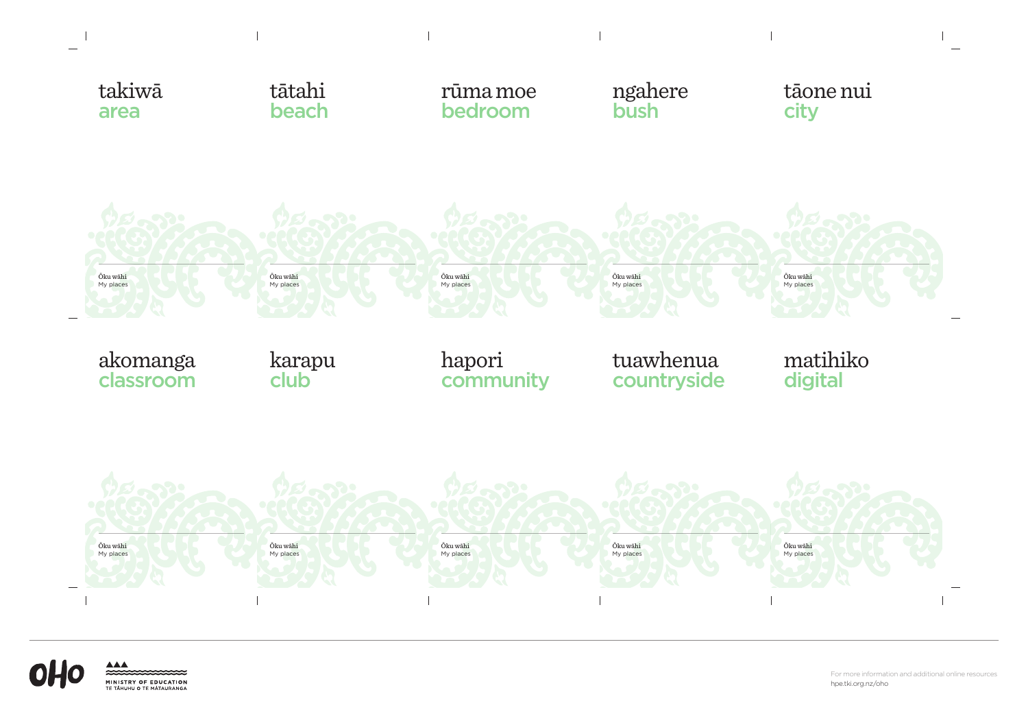takiwā
area

Ōku wāhi
My places

tātahi
beach

Ōku wāhi
My places

rūma moe
bedroom

Ōku wāhi
My places

ngahere
bush

Ōku wāhi
My places

tāone nui
city

Ōku wāhi
My places

akomanga
classroom

Ōku wāhi
My places

karapu
club

Ōku wāhi
My places

hapori
community

Ōku wāhi
My places

tuawhenua
countryside

Ōku wāhi
My places

matihiko
digital

Ōku wāhi
My places

OHO

MINISTRY OF EDUCATION
TE TĀHUHU O TE MĀTAURANGA

For more information and additional online resources
hpe.tki.org.nz/oho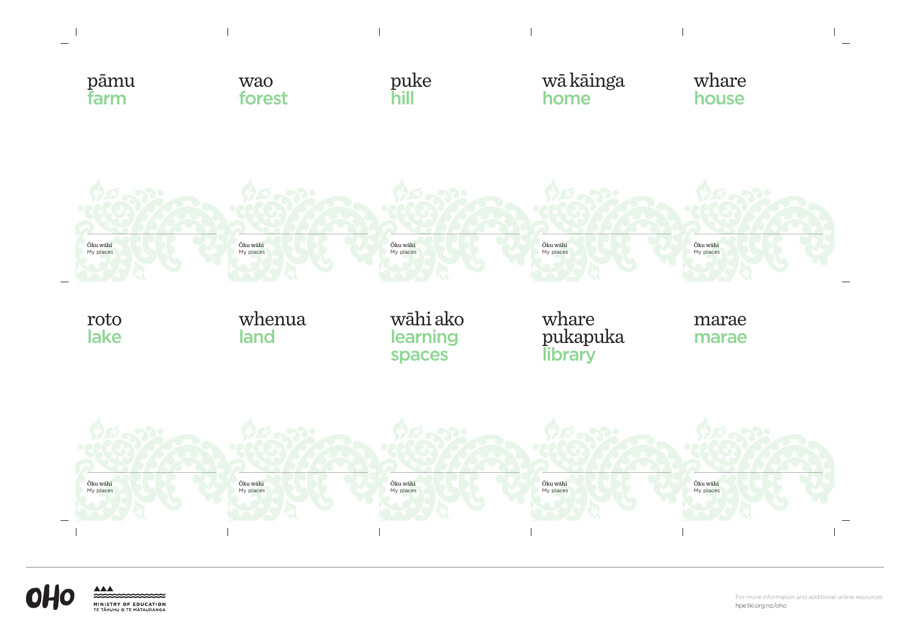pāmu
farm

Ōku wāhi
My places

wao
forest

Ōku wāhi
My places

puke
hill

Ōku wāhi
My places

wā kāinga
home

Ōku wāhi
My places

whare
house

Ōku wāhi
My places

roto
lake

Ōku wāhi
My places

whenua
land

Ōku wāhi
My places

wāhi ako
learning spaces

Ōku wāhi
My places

whare pukapuka
library

Ōku wāhi
My places

marae
marae

Ōku wāhi
My places

OHO

MINISTRY OF EDUCATION
TE TĀHUHU O TE MĀTAURANGA

For more information and additional online resources
hpe.tki.org.nz/oho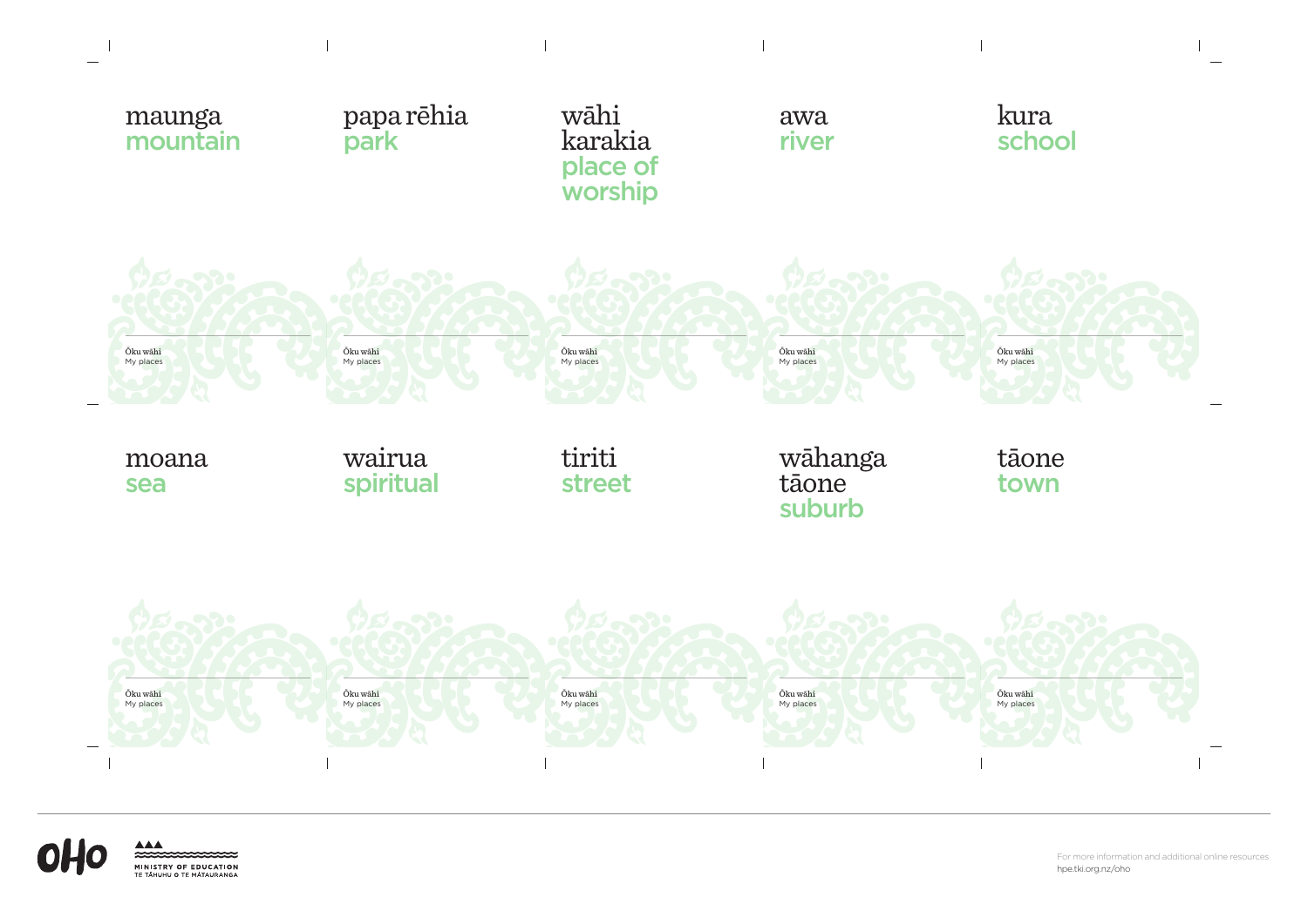maunga
mountain

Ōku wāhi
My places

papa rēhia
park

Ōku wāhi
My places

wāhi karakia
place of worship

Ōku wāhi
My places

awa
river

Ōku wāhi
My places

kura
school

Ōku wāhi
My places

moana
sea

Ōku wāhi
My places

wairua
spiritual

Ōku wāhi
My places

tiriti
street

Ōku wāhi
My places

wāhanga tāone
suburb

Ōku wāhi
My places

tāone
town

Ōku wāhi
My places

OHO

MINISTRY OF EDUCATION
TE TĀHUHU O TE MĀTAURANGA

For more information and additional online resources
hpe.tki.org.nz/oho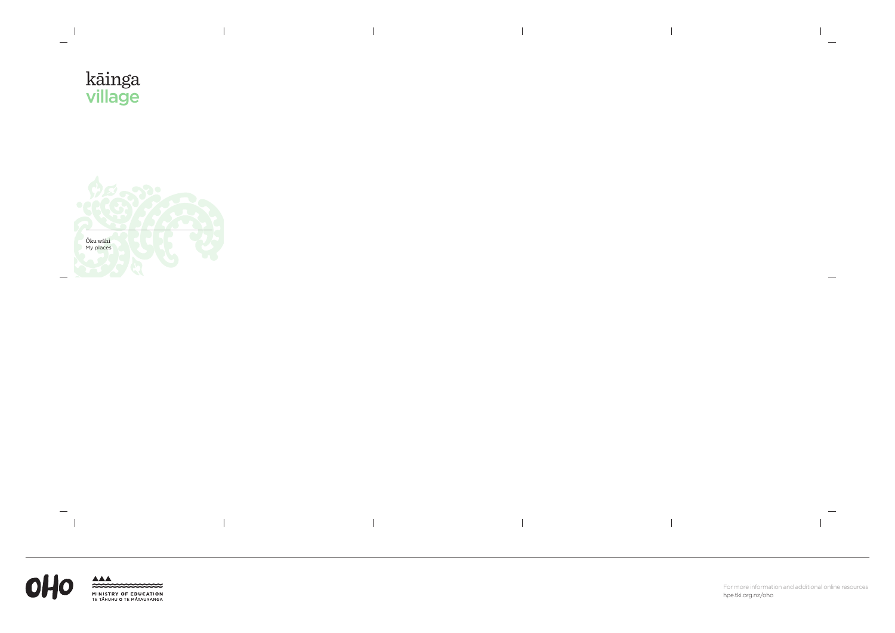# kāinga
## village

Ōku wāhi
My places

MINISTRY OF EDUCATION
TE TĀHUHU O TE MĀTAURANGA

For more information and additional online resources
hpe.tki.org.nz/oho